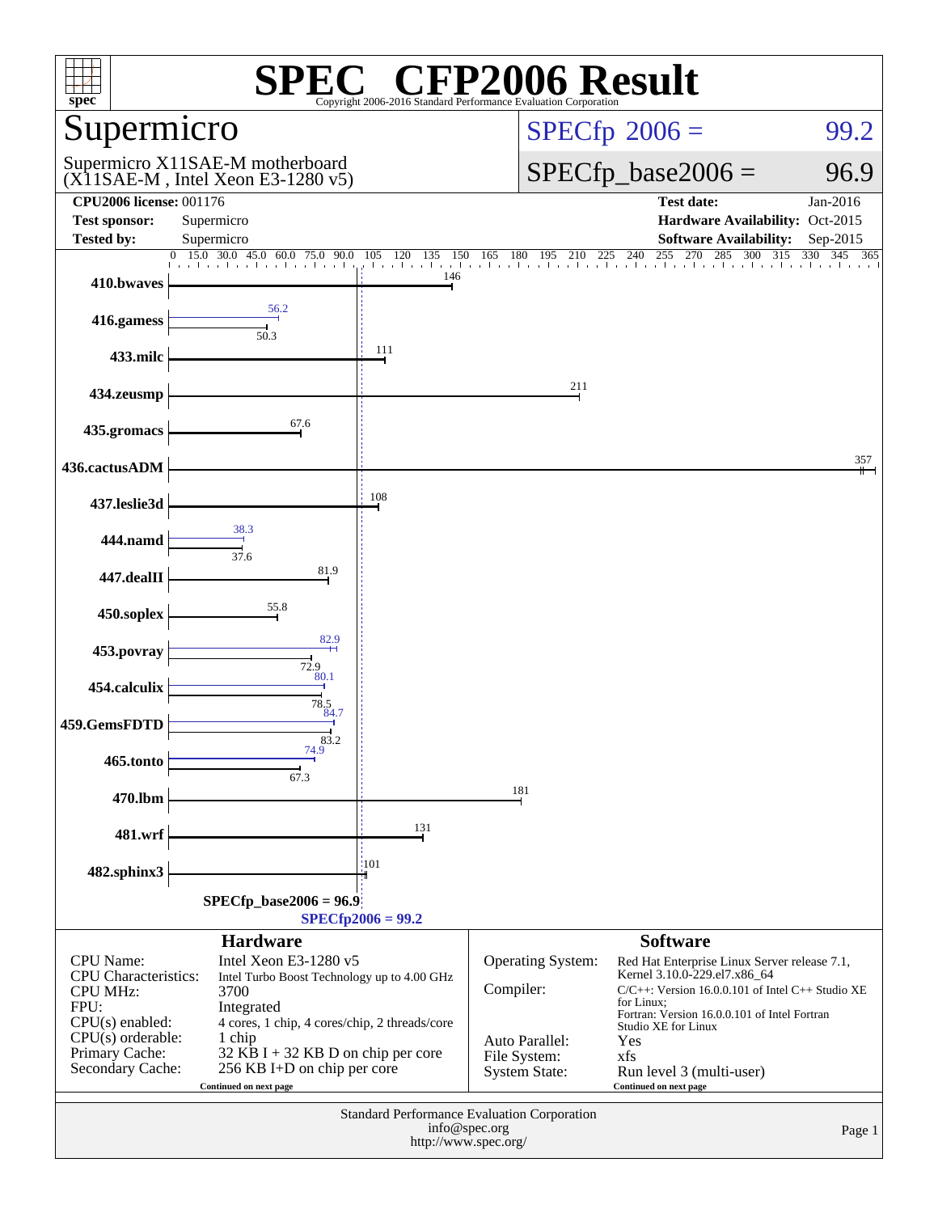# SPEC CFP2006 Result

Copyright 2006-2016 Standard Performance Evaluation Corporation

## Supermicro

Supermicro X11SAE-M motherboard
(X11SAE-M , Intel Xeon E3-1280 v5)

SPECfp 2006 = 99.2

SPECfp_base2006 = 96.9

| | | | |
|---|---|---|---|
| **CPU2006 license:** 001176 | | **Test date:** | Jan-2016 |
| **Test sponsor:** | Supermicro | **Hardware Availability:** | Oct-2015 |
| **Tested by:** | Supermicro | **Software Availability:** | Sep-2015 |

| Benchmark | Base | Peak |
|---|---|---|
| 410.bwaves | 146 | |
| 416.gamess | 50.3 | 56.2 |
| 433.milc | 111 | |
| 434.zeusmp | 211 | |
| 435.gromacs | 67.6 | |
| 436.cactusADM | 357 | |
| 437.leslie3d | 108 | |
| 444.namd | 37.6 | 38.3 |
| 447.dealII | 81.9 | |
| 450.soplex | 55.8 | |
| 453.povray | 72.9 | 82.9 |
| 454.calculix | 78.5 | 80.1 |
| 459.GemsFDTD | 83.2 | 84.7 |
| 465.tonto | 67.3 | 74.9 |
| 470.lbm | 181 | |
| 481.wrf | 131 | |
| 482.sphinx3 | 101 | |

SPECfp_base2006 = 96.9

SPECfp2006 = 99.2

### Hardware

| | |
|---|---|
| CPU Name: | Intel Xeon E3-1280 v5 |
| CPU Characteristics: | Intel Turbo Boost Technology up to 4.00 GHz |
| CPU MHz: | 3700 |
| FPU: | Integrated |
| CPU(s) enabled: | 4 cores, 1 chip, 4 cores/chip, 2 threads/core |
| CPU(s) orderable: | 1 chip |
| Primary Cache: | 32 KB I + 32 KB D on chip per core |
| Secondary Cache: | 256 KB I+D on chip per core |

Continued on next page

### Software

| | |
|---|---|
| Operating System: | Red Hat Enterprise Linux Server release 7.1, Kernel 3.10.0-229.el7.x86_64 |
| Compiler: | C/C++: Version 16.0.0.101 of Intel C++ Studio XE for Linux; Fortran: Version 16.0.0.101 of Intel Fortran Studio XE for Linux |
| Auto Parallel: | Yes |
| File System: | xfs |
| System State: | Run level 3 (multi-user) |

Continued on next page

Standard Performance Evaluation Corporation
info@spec.org
http://www.spec.org/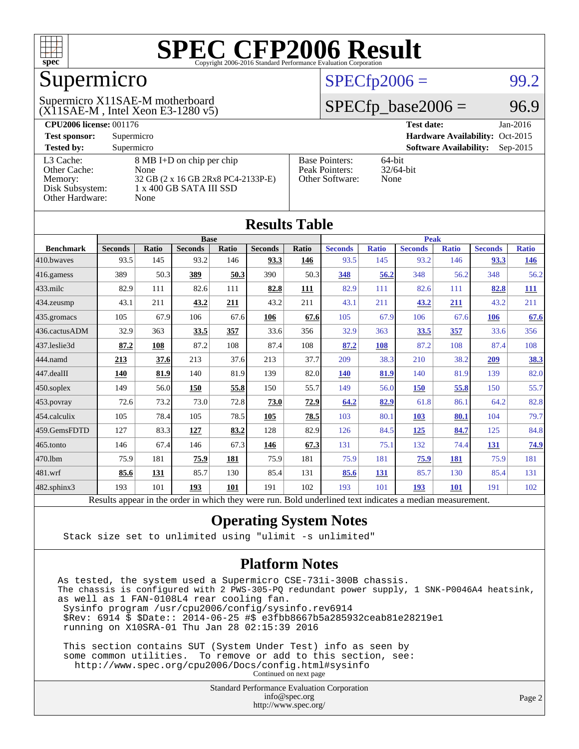# SPEC CFP2006 Result

Copyright 2006-2016 Standard Performance Evaluation Corporation

## Supermicro

Supermicro X11SAE-M motherboard
(X11SAE-M , Intel Xeon E3-1280 v5)

SPECfp2006 = 99.2

SPECfp_base2006 = 96.9

| | | | |
|---|---|---|---|
| **CPU2006 license:** 001176 | | **Test date:** | Jan-2016 |
| **Test sponsor:** | Supermicro | **Hardware Availability:** | Oct-2015 |
| **Tested by:** | Supermicro | **Software Availability:** | Sep-2015 |

| | | | |
|---|---|---|---|
| L3 Cache: | 8 MB I+D on chip per chip | Base Pointers: | 64-bit |
| Other Cache: | None | Peak Pointers: | 32/64-bit |
| Memory: | 32 GB (2 x 16 GB 2Rx8 PC4-2133P-E) | Other Software: | None |
| Disk Subsystem: | 1 x 400 GB SATA III SSD | | |
| Other Hardware: | None | | |

## Results Table

| | Base | | | | | | Peak | | | | | |
|---|---|---|---|---|---|---|---|---|---|---|---|---|
| **Benchmark** | **Seconds** | **Ratio** | **Seconds** | **Ratio** | **Seconds** | **Ratio** | **Seconds** | **Ratio** | **Seconds** | **Ratio** | **Seconds** | **Ratio** |
| 410.bwaves | 93.5 | 145 | 93.2 | 146 | **93.3** | **146** | 93.5 | 145 | 93.2 | 146 | **93.3** | **146** |
| 416.gamess | 389 | 50.3 | **389** | **50.3** | 390 | 50.3 | **348** | **56.2** | 348 | 56.2 | 348 | 56.2 |
| 433.milc | 82.9 | 111 | 82.6 | 111 | **82.8** | **111** | 82.9 | 111 | 82.6 | 111 | **82.8** | **111** |
| 434.zeusmp | 43.1 | 211 | **43.2** | **211** | 43.2 | 211 | 43.1 | 211 | **43.2** | **211** | 43.2 | 211 |
| 435.gromacs | 105 | 67.9 | 106 | 67.6 | **106** | **67.6** | 105 | 67.9 | 106 | 67.6 | **106** | **67.6** |
| 436.cactusADM | 32.9 | 363 | **33.5** | **357** | 33.6 | 356 | 32.9 | 363 | **33.5** | **357** | 33.6 | 356 |
| 437.leslie3d | **87.2** | **108** | 87.2 | 108 | 87.4 | 108 | **87.2** | **108** | 87.2 | 108 | 87.4 | 108 |
| 444.namd | **213** | **37.6** | 213 | 37.6 | 213 | 37.7 | 209 | 38.3 | 210 | 38.2 | **209** | **38.3** |
| 447.dealII | **140** | **81.9** | 140 | 81.9 | 139 | 82.0 | **140** | **81.9** | 140 | 81.9 | 139 | 82.0 |
| 450.soplex | 149 | 56.0 | **150** | **55.8** | 150 | 55.7 | 149 | 56.0 | **150** | **55.8** | 150 | 55.7 |
| 453.povray | 72.6 | 73.2 | 73.0 | 72.8 | **73.0** | **72.9** | **64.2** | **82.9** | 61.8 | 86.1 | 64.2 | 82.8 |
| 454.calculix | 105 | 78.4 | 105 | 78.5 | **105** | **78.5** | 103 | 80.1 | **103** | **80.1** | 104 | 79.7 |
| 459.GemsFDTD | 127 | 83.3 | **127** | **83.2** | 128 | 82.9 | 126 | 84.5 | **125** | **84.7** | 125 | 84.8 |
| 465.tonto | 146 | 67.4 | 146 | 67.3 | **146** | **67.3** | 131 | 75.1 | 132 | 74.4 | **131** | **74.9** |
| 470.lbm | 75.9 | 181 | **75.9** | **181** | 75.9 | 181 | 75.9 | 181 | **75.9** | **181** | 75.9 | 181 |
| 481.wrf | **85.6** | **131** | 85.7 | 130 | 85.4 | 131 | **85.6** | **131** | 85.7 | 130 | 85.4 | 131 |
| 482.sphinx3 | 193 | 101 | **193** | **101** | 191 | 102 | 193 | 101 | **193** | **101** | 191 | 102 |

Results appear in the order in which they were run. Bold underlined text indicates a median measurement.

## Operating System Notes

```
Stack size set to unlimited using "ulimit -s unlimited"
```

## Platform Notes

```
As tested, the system used a Supermicro CSE-731i-300B chassis.
The chassis is configured with 2 PWS-305-PQ redundant power supply, 1 SNK-P0046A4 heatsink,
as well as 1 FAN-0108L4 rear cooling fan.
 Sysinfo program /usr/cpu2006/config/sysinfo.rev6914
 $Rev: 6914 $ $Date:: 2014-06-25 #$ e3fbb8667b5a285932ceab81e28219e1
 running on X10SRA-01 Thu Jan 28 02:15:39 2016

 This section contains SUT (System Under Test) info as seen by
 some common utilities.  To remove or add to this section, see:
   http://www.spec.org/cpu2006/Docs/config.html#sysinfo
```

Continued on next page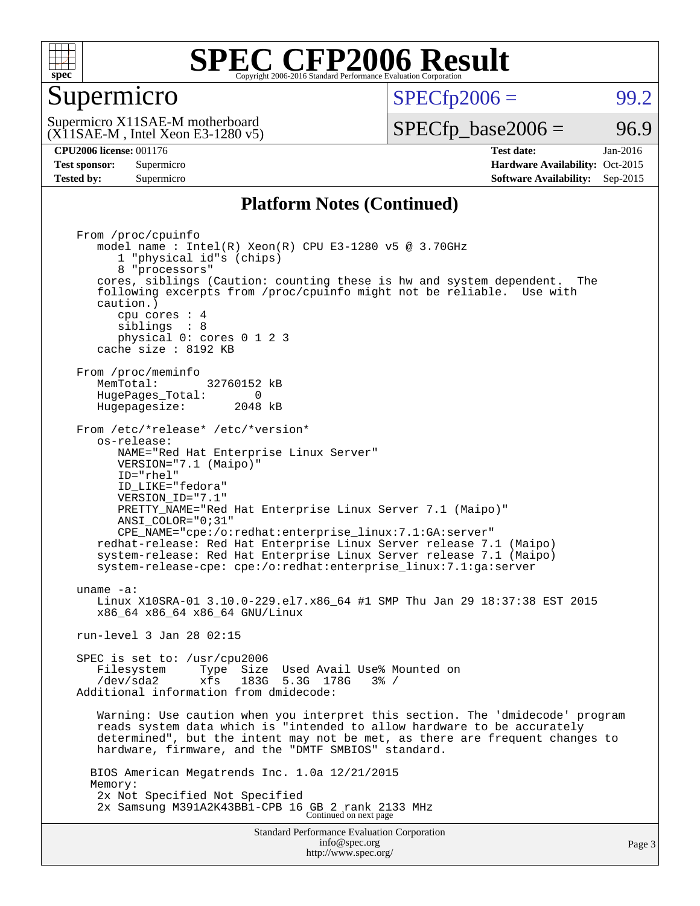## Platform Notes (Continued)

```
From /proc/cpuinfo
   model name : Intel(R) Xeon(R) CPU E3-1280 v5 @ 3.70GHz
      1 "physical id"s (chips)
      8 "processors"
   cores, siblings (Caution: counting these is hw and system dependent.  The
   following excerpts from /proc/cpuinfo might not be reliable.  Use with
   caution.)
      cpu cores : 4
      siblings  : 8
      physical 0: cores 0 1 2 3
   cache size : 8192 KB

From /proc/meminfo
   MemTotal:       32760152 kB
   HugePages_Total:       0
   Hugepagesize:       2048 kB

From /etc/*release* /etc/*version*
   os-release:
      NAME="Red Hat Enterprise Linux Server"
      VERSION="7.1 (Maipo)"
      ID="rhel"
      ID_LIKE="fedora"
      VERSION_ID="7.1"
      PRETTY_NAME="Red Hat Enterprise Linux Server 7.1 (Maipo)"
      ANSI_COLOR="0;31"
      CPE_NAME="cpe:/o:redhat:enterprise_linux:7.1:GA:server"
   redhat-release: Red Hat Enterprise Linux Server release 7.1 (Maipo)
   system-release: Red Hat Enterprise Linux Server release 7.1 (Maipo)
   system-release-cpe: cpe:/o:redhat:enterprise_linux:7.1:ga:server

uname -a:
   Linux X10SRA-01 3.10.0-229.el7.x86_64 #1 SMP Thu Jan 29 18:37:38 EST 2015
   x86_64 x86_64 x86_64 GNU/Linux

run-level 3 Jan 28 02:15

SPEC is set to: /usr/cpu2006
   Filesystem     Type  Size  Used Avail Use% Mounted on
   /dev/sda2      xfs   183G  5.3G  178G   3% /
Additional information from dmidecode:

   Warning: Use caution when you interpret this section. The 'dmidecode' program
   reads system data which is "intended to allow hardware to be accurately
   determined", but the intent may not be met, as there are frequent changes to
   hardware, firmware, and the "DMTF SMBIOS" standard.

  BIOS American Megatrends Inc. 1.0a 12/21/2015
  Memory:
   2x Not Specified Not Specified
   2x Samsung M391A2K43BB1-CPB 16 GB 2 rank 2133 MHz
```

Continued on next page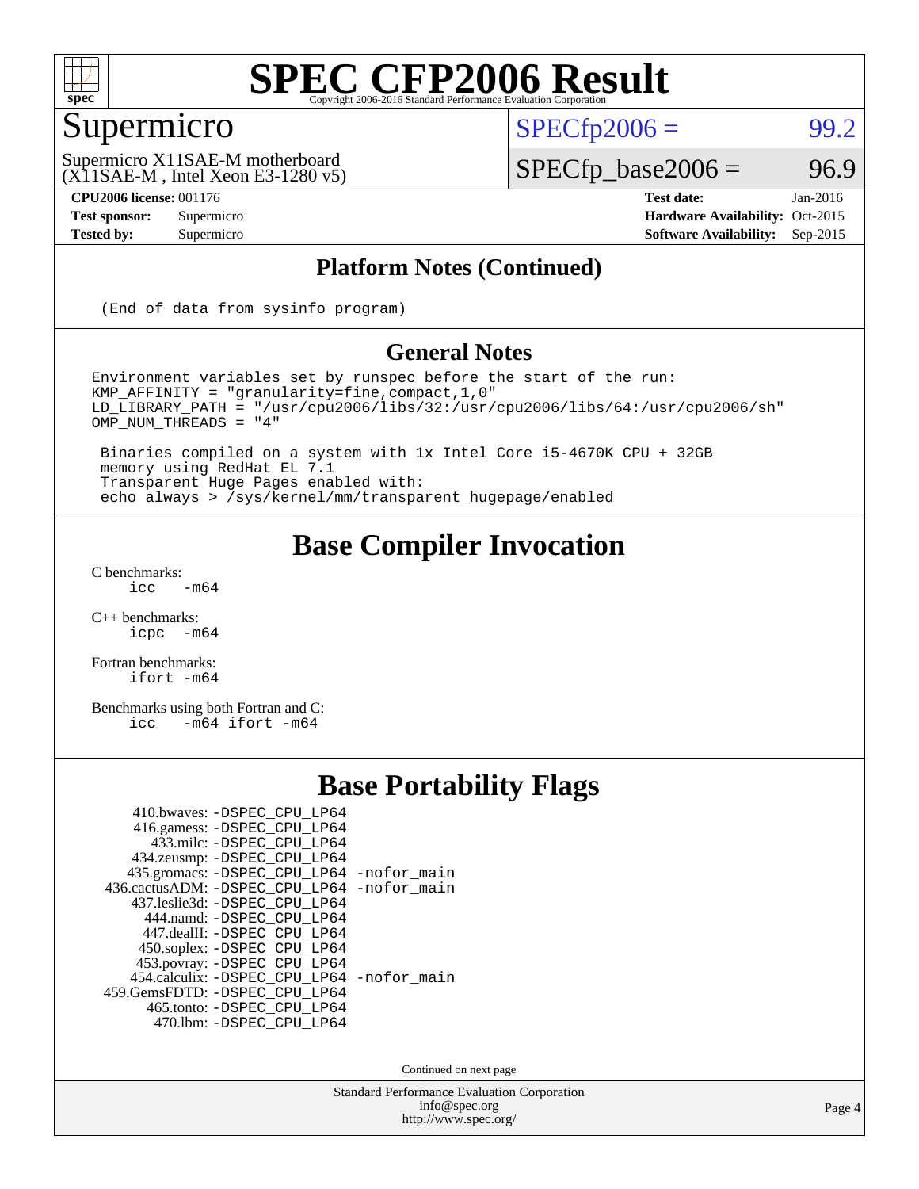# SPEC CFP2006 Result

Copyright 2006-2016 Standard Performance Evaluation Corporation

## Supermicro

Supermicro X11SAE-M motherboard (X11SAE-M , Intel Xeon E3-1280 v5)

SPECfp2006 = 99.2

SPECfp_base2006 = 96.9

| | | | |
|---|---|---|---|
| **CPU2006 license:** 001176 | | **Test date:** | Jan-2016 |
| **Test sponsor:** | Supermicro | **Hardware Availability:** | Oct-2015 |
| **Tested by:** | Supermicro | **Software Availability:** | Sep-2015 |

### Platform Notes (Continued)

```
(End of data from sysinfo program)
```

### General Notes

```
Environment variables set by runspec before the start of the run:
KMP_AFFINITY = "granularity=fine,compact,1,0"
LD_LIBRARY_PATH = "/usr/cpu2006/libs/32:/usr/cpu2006/libs/64:/usr/cpu2006/sh"
OMP_NUM_THREADS = "4"

 Binaries compiled on a system with 1x Intel Core i5-4670K CPU + 32GB
 memory using RedHat EL 7.1
 Transparent Huge Pages enabled with:
 echo always > /sys/kernel/mm/transparent_hugepage/enabled
```

## Base Compiler Invocation

C benchmarks:
```
icc   -m64
```

C++ benchmarks:
```
icpc  -m64
```

Fortran benchmarks:
```
ifort -m64
```

Benchmarks using both Fortran and C:
```
icc   -m64 ifort -m64
```

## Base Portability Flags

```
    410.bwaves: -DSPEC_CPU_LP64
    416.gamess: -DSPEC_CPU_LP64
      433.milc: -DSPEC_CPU_LP64
    434.zeusmp: -DSPEC_CPU_LP64
   435.gromacs: -DSPEC_CPU_LP64 -nofor_main
436.cactusADM: -DSPEC_CPU_LP64 -nofor_main
   437.leslie3d: -DSPEC_CPU_LP64
      444.namd: -DSPEC_CPU_LP64
    447.dealII: -DSPEC_CPU_LP64
    450.soplex: -DSPEC_CPU_LP64
    453.povray: -DSPEC_CPU_LP64
   454.calculix: -DSPEC_CPU_LP64 -nofor_main
 459.GemsFDTD: -DSPEC_CPU_LP64
     465.tonto: -DSPEC_CPU_LP64
       470.lbm: -DSPEC_CPU_LP64
```

Continued on next page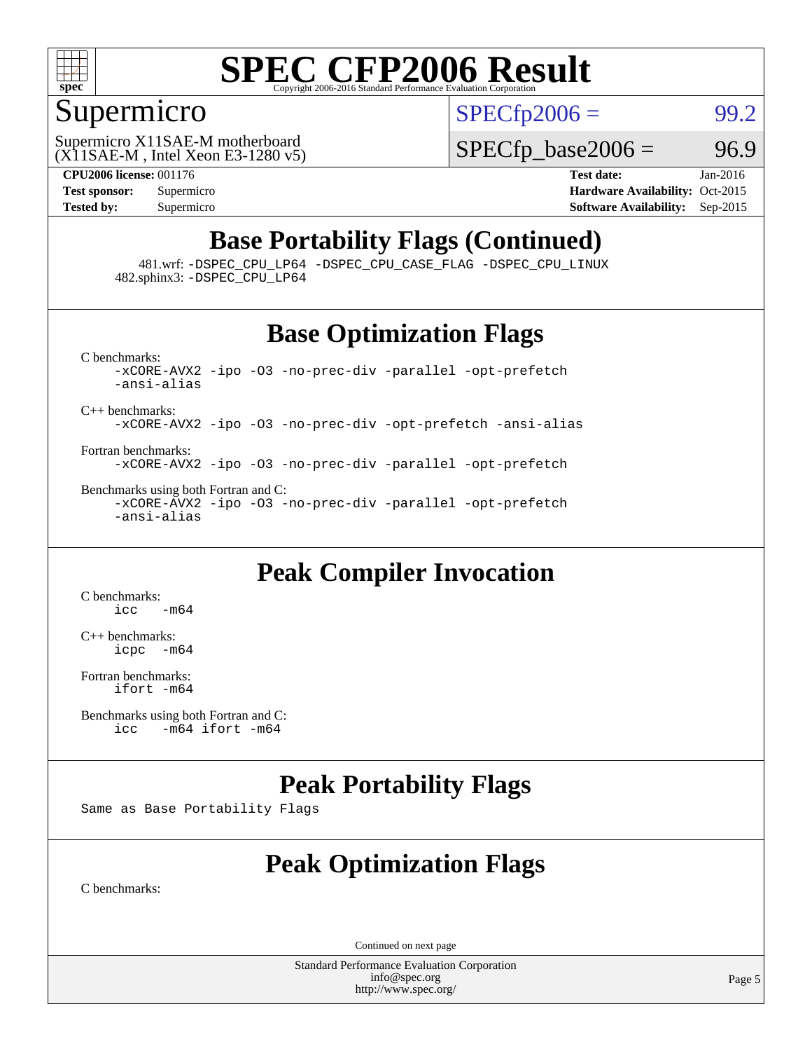# SPEC CFP2006 Result

Copyright 2006-2016 Standard Performance Evaluation Corporation

## Supermicro

Supermicro X11SAE-M motherboard
(X11SAE-M , Intel Xeon E3-1280 v5)

SPECfp2006 = 99.2

SPECfp_base2006 = 96.9

**CPU2006 license:** 001176
**Test sponsor:** Supermicro
**Tested by:** Supermicro

**Test date:** Jan-2016
**Hardware Availability:** Oct-2015
**Software Availability:** Sep-2015

## Base Portability Flags (Continued)

481.wrf: `-DSPEC_CPU_LP64 -DSPEC_CPU_CASE_FLAG -DSPEC_CPU_LINUX`
482.sphinx3: `-DSPEC_CPU_LP64`

## Base Optimization Flags

C benchmarks:
```
-xCORE-AVX2 -ipo -O3 -no-prec-div -parallel -opt-prefetch
-ansi-alias
```

C++ benchmarks:
```
-xCORE-AVX2 -ipo -O3 -no-prec-div -opt-prefetch -ansi-alias
```

Fortran benchmarks:
```
-xCORE-AVX2 -ipo -O3 -no-prec-div -parallel -opt-prefetch
```

Benchmarks using both Fortran and C:
```
-xCORE-AVX2 -ipo -O3 -no-prec-div -parallel -opt-prefetch
-ansi-alias
```

## Peak Compiler Invocation

C benchmarks:
```
icc   -m64
```

C++ benchmarks:
```
icpc  -m64
```

Fortran benchmarks:
```
ifort -m64
```

Benchmarks using both Fortran and C:
```
icc   -m64 ifort -m64
```

## Peak Portability Flags

Same as Base Portability Flags

## Peak Optimization Flags

C benchmarks:

Continued on next page

Standard Performance Evaluation Corporation
info@spec.org
http://www.spec.org/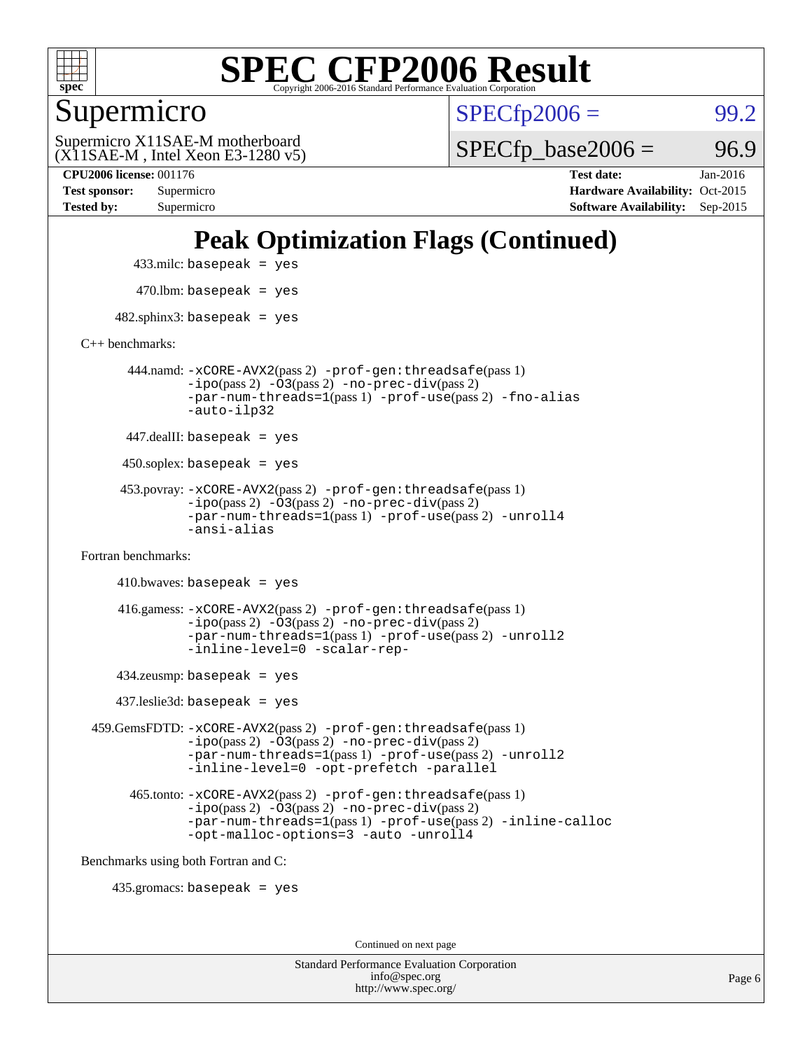# Peak Optimization Flags (Continued)

433.milc: basepeak = yes

470.lbm: basepeak = yes

482.sphinx3: basepeak = yes

C++ benchmarks:

444.namd: -xCORE-AVX2(pass 2) -prof-gen:threadsafe(pass 1) -ipo(pass 2) -O3(pass 2) -no-prec-div(pass 2) -par-num-threads=1(pass 1) -prof-use(pass 2) -fno-alias -auto-ilp32

447.dealII: basepeak = yes

450.soplex: basepeak = yes

453.povray: -xCORE-AVX2(pass 2) -prof-gen:threadsafe(pass 1) -ipo(pass 2) -O3(pass 2) -no-prec-div(pass 2) -par-num-threads=1(pass 1) -prof-use(pass 2) -unroll4 -ansi-alias

Fortran benchmarks:

410.bwaves: basepeak = yes

416.gamess: -xCORE-AVX2(pass 2) -prof-gen:threadsafe(pass 1) -ipo(pass 2) -O3(pass 2) -no-prec-div(pass 2) -par-num-threads=1(pass 1) -prof-use(pass 2) -unroll2 -inline-level=0 -scalar-rep-

434.zeusmp: basepeak = yes

437.leslie3d: basepeak = yes

459.GemsFDTD: -xCORE-AVX2(pass 2) -prof-gen:threadsafe(pass 1) -ipo(pass 2) -O3(pass 2) -no-prec-div(pass 2) -par-num-threads=1(pass 1) -prof-use(pass 2) -unroll2 -inline-level=0 -opt-prefetch -parallel

465.tonto: -xCORE-AVX2(pass 2) -prof-gen:threadsafe(pass 1) -ipo(pass 2) -O3(pass 2) -no-prec-div(pass 2) -par-num-threads=1(pass 1) -prof-use(pass 2) -inline-calloc -opt-malloc-options=3 -auto -unroll4

Benchmarks using both Fortran and C:

435.gromacs: basepeak = yes

Continued on next page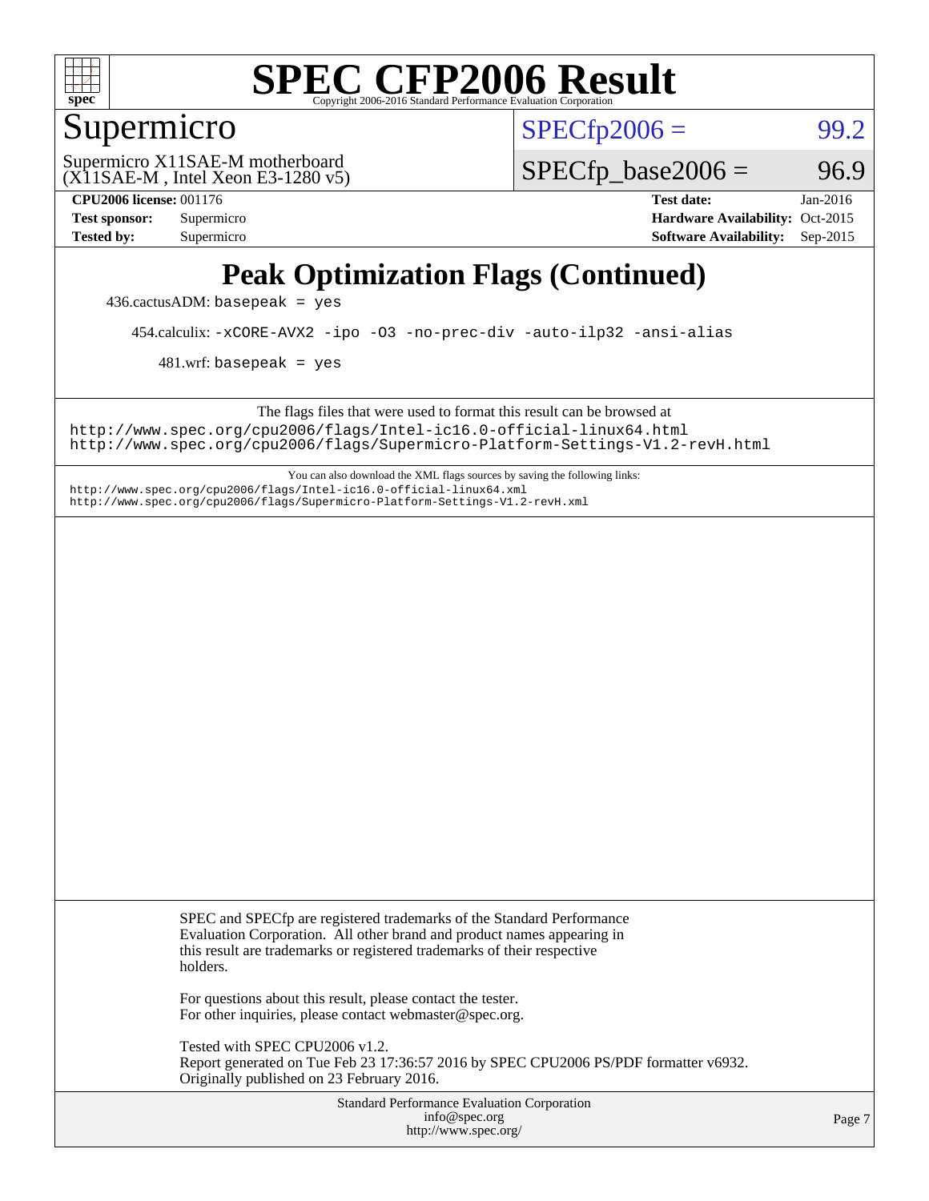# Peak Optimization Flags (Continued)

436.cactusADM: basepeak = yes

454.calculix: -xCORE-AVX2 -ipo -O3 -no-prec-div -auto-ilp32 -ansi-alias

481.wrf: basepeak = yes

The flags files that were used to format this result can be browsed at
http://www.spec.org/cpu2006/flags/Intel-ic16.0-official-linux64.html
http://www.spec.org/cpu2006/flags/Supermicro-Platform-Settings-V1.2-revH.html

You can also download the XML flags sources by saving the following links:
http://www.spec.org/cpu2006/flags/Intel-ic16.0-official-linux64.xml
http://www.spec.org/cpu2006/flags/Supermicro-Platform-Settings-V1.2-revH.xml

SPEC and SPECfp are registered trademarks of the Standard Performance Evaluation Corporation. All other brand and product names appearing in this result are trademarks or registered trademarks of their respective holders.

For questions about this result, please contact the tester.
For other inquiries, please contact webmaster@spec.org.

Tested with SPEC CPU2006 v1.2.
Report generated on Tue Feb 23 17:36:57 2016 by SPEC CPU2006 PS/PDF formatter v6932.
Originally published on 23 February 2016.